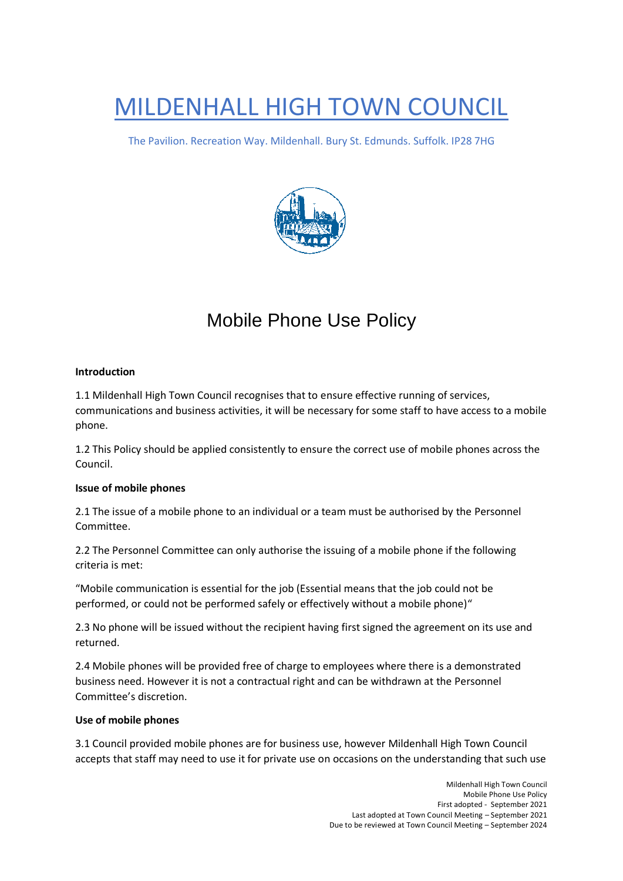# MILDENHALL HIGH TOWN COUNCIL

The Pavilion. Recreation Way. Mildenhall. Bury St. Edmunds. Suffolk. IP28 7HG

## Mobile Phone Use Policy

**Introduction**

1.1 Mildenhall High Town Council recognises that to ensure effective running of services, communications and business activities, it will be necessary for some staff to have access to a mobile phone.

1.2 This Policy should be applied consistently to ensure the correct use of mobile phones across the Council.

**Issue of mobile phones**

2.1 The issue of a mobile phone to an individual or a team must be authorised by the Personnel Committee.

2.2 The Personnel Committee can only authorise the issuing of a mobile phone if the following criteria is met:

"Mobile communication is essential for the job (Essential means that the job could not be performed, or could not be performed safely or effectively without a mobile phone)"

2.3 No phone will be issued without the recipient having first signed the agreement on its use and returned.

2.4 Mobile phones will be provided free of charge to employees where there is a demonstrated business need. However it is not a contractual right and can be withdrawn at the Personnel Committee's discretion.

**Use of mobile phones**

3.1 Council provided mobile phones are for business use, however Mildenhall High Town Council accepts that staff may need to use it for private use on occasions on the understanding that such use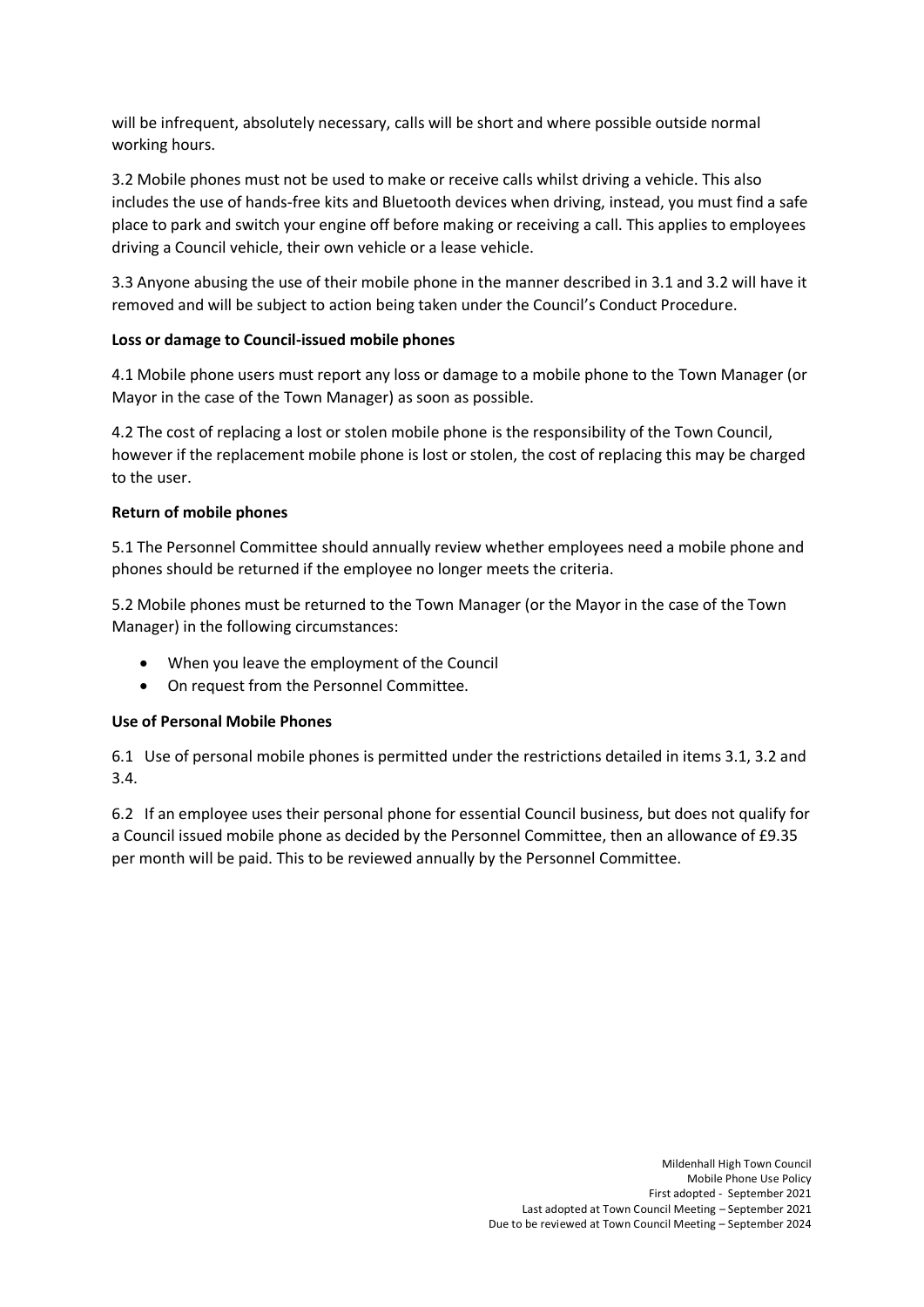will be infrequent, absolutely necessary, calls will be short and where possible outside normal working hours.

3.2 Mobile phones must not be used to make or receive calls whilst driving a vehicle. This also includes the use of hands-free kits and Bluetooth devices when driving, instead, you must find a safe place to park and switch your engine off before making or receiving a call. This applies to employees driving a Council vehicle, their own vehicle or a lease vehicle.

3.3 Anyone abusing the use of their mobile phone in the manner described in 3.1 and 3.2 will have it removed and will be subject to action being taken under the Council's Conduct Procedure.

**Loss or damage to Council-issued mobile phones**

4.1 Mobile phone users must report any loss or damage to a mobile phone to the Town Manager (or Mayor in the case of the Town Manager) as soon as possible.

4.2 The cost of replacing a lost or stolen mobile phone is the responsibility of the Town Council, however if the replacement mobile phone is lost or stolen, the cost of replacing this may be charged to the user.

**Return of mobile phones**

5.1 The Personnel Committee should annually review whether employees need a mobile phone and phones should be returned if the employee no longer meets the criteria.

5.2 Mobile phones must be returned to the Town Manager (or the Mayor in the case of the Town Manager) in the following circumstances:

- When you leave the employment of the Council
- On request from the Personnel Committee.

**Use of Personal Mobile Phones**

6.1 Use of personal mobile phones is permitted under the restrictions detailed in items 3.1, 3.2 and 3.4.

6.2 If an employee uses their personal phone for essential Council business, but does not qualify for a Council issued mobile phone as decided by the Personnel Committee, then an allowance of £9.35 per month will be paid. This to be reviewed annually by the Personnel Committee.

Mildenhall High Town Council
Mobile Phone Use Policy
First adopted - September 2021
Last adopted at Town Council Meeting – September 2021
Due to be reviewed at Town Council Meeting – September 2024